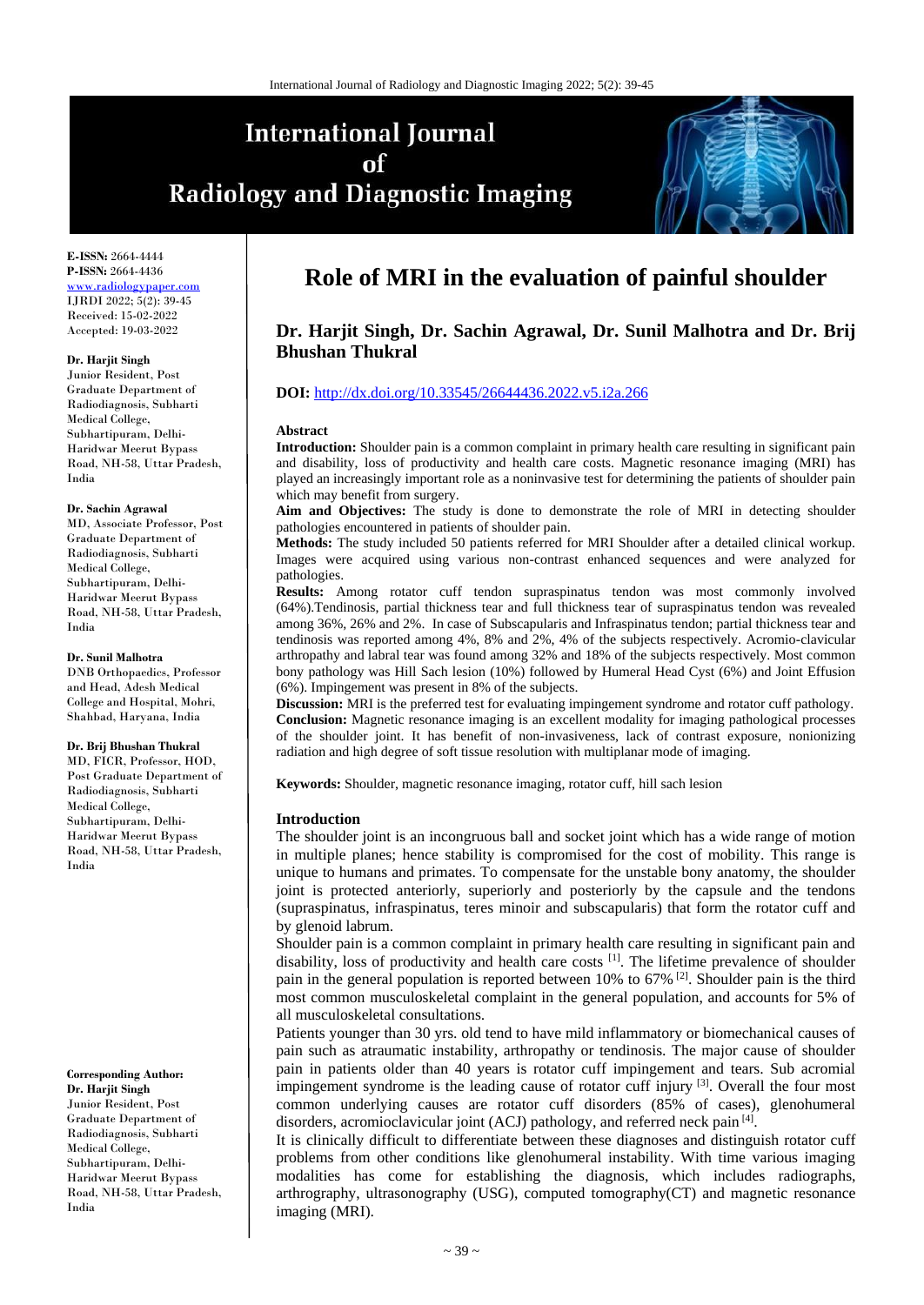# International Journal of Radiology and Diagnostic Imaging

**E-ISSN:** 2664-4444
**P-ISSN:** 2664-4436
www.radiologypaper.com
IJRDI 2022; 5(2): 39-45
Received: 15-02-2022
Accepted: 19-03-2022

**Dr. Harjit Singh**
Junior Resident, Post Graduate Department of Radiodiagnosis, Subharti Medical College, Subhartipuram, Delhi-Haridwar Meerut Bypass Road, NH-58, Uttar Pradesh, India

**Dr. Sachin Agrawal**
MD, Associate Professor, Post Graduate Department of Radiodiagnosis, Subharti Medical College, Subhartipuram, Delhi-Haridwar Meerut Bypass Road, NH-58, Uttar Pradesh, India

**Dr. Sunil Malhotra**
DNB Orthopaedics, Professor and Head, Adesh Medical College and Hospital, Mohri, Shahbad, Haryana, India

**Dr. Brij Bhushan Thukral**
MD, FICR, Professor, HOD, Post Graduate Department of Radiodiagnosis, Subharti Medical College, Subhartipuram, Delhi-Haridwar Meerut Bypass Road, NH-58, Uttar Pradesh, India

**Corresponding Author:**
**Dr. Harjit Singh**
Junior Resident, Post Graduate Department of Radiodiagnosis, Subharti Medical College, Subhartipuram, Delhi-Haridwar Meerut Bypass Road, NH-58, Uttar Pradesh, India

# Role of MRI in the evaluation of painful shoulder

## Dr. Harjit Singh, Dr. Sachin Agrawal, Dr. Sunil Malhotra and Dr. Brij Bhushan Thukral

**DOI:** http://dx.doi.org/10.33545/26644436.2022.v5.i2a.266

### Abstract

**Introduction:** Shoulder pain is a common complaint in primary health care resulting in significant pain and disability, loss of productivity and health care costs. Magnetic resonance imaging (MRI) has played an increasingly important role as a noninvasive test for determining the patients of shoulder pain which may benefit from surgery.

**Aim and Objectives:** The study is done to demonstrate the role of MRI in detecting shoulder pathologies encountered in patients of shoulder pain.

**Methods:** The study included 50 patients referred for MRI Shoulder after a detailed clinical workup. Images were acquired using various non-contrast enhanced sequences and were analyzed for pathologies.

**Results:** Among rotator cuff tendon supraspinatus tendon was most commonly involved (64%).Tendinosis, partial thickness tear and full thickness tear of supraspinatus tendon was revealed among 36%, 26% and 2%. In case of Subscapularis and Infraspinatus tendon; partial thickness tear and tendinosis was reported among 4%, 8% and 2%, 4% of the subjects respectively. Acromio-clavicular arthropathy and labral tear was found among 32% and 18% of the subjects respectively. Most common bony pathology was Hill Sach lesion (10%) followed by Humeral Head Cyst (6%) and Joint Effusion (6%). Impingement was present in 8% of the subjects.

**Discussion:** MRI is the preferred test for evaluating impingement syndrome and rotator cuff pathology.

**Conclusion:** Magnetic resonance imaging is an excellent modality for imaging pathological processes of the shoulder joint. It has benefit of non-invasiveness, lack of contrast exposure, nonionizing radiation and high degree of soft tissue resolution with multiplanar mode of imaging.

**Keywords:** Shoulder, magnetic resonance imaging, rotator cuff, hill sach lesion

### Introduction

The shoulder joint is an incongruous ball and socket joint which has a wide range of motion in multiple planes; hence stability is compromised for the cost of mobility. This range is unique to humans and primates. To compensate for the unstable bony anatomy, the shoulder joint is protected anteriorly, superiorly and posteriorly by the capsule and the tendons (supraspinatus, infraspinatus, teres minoir and subscapularis) that form the rotator cuff and by glenoid labrum.

Shoulder pain is a common complaint in primary health care resulting in significant pain and disability, loss of productivity and health care costs [1]. The lifetime prevalence of shoulder pain in the general population is reported between 10% to 67% [2]. Shoulder pain is the third most common musculoskeletal complaint in the general population, and accounts for 5% of all musculoskeletal consultations.

Patients younger than 30 yrs. old tend to have mild inflammatory or biomechanical causes of pain such as atraumatic instability, arthropathy or tendinosis. The major cause of shoulder pain in patients older than 40 years is rotator cuff impingement and tears. Sub acromial impingement syndrome is the leading cause of rotator cuff injury [3]. Overall the four most common underlying causes are rotator cuff disorders (85% of cases), glenohumeral disorders, acromioclavicular joint (ACJ) pathology, and referred neck pain [4].

It is clinically difficult to differentiate between these diagnoses and distinguish rotator cuff problems from other conditions like glenohumeral instability. With time various imaging modalities has come for establishing the diagnosis, which includes radiographs, arthrography, ultrasonography (USG), computed tomography(CT) and magnetic resonance imaging (MRI).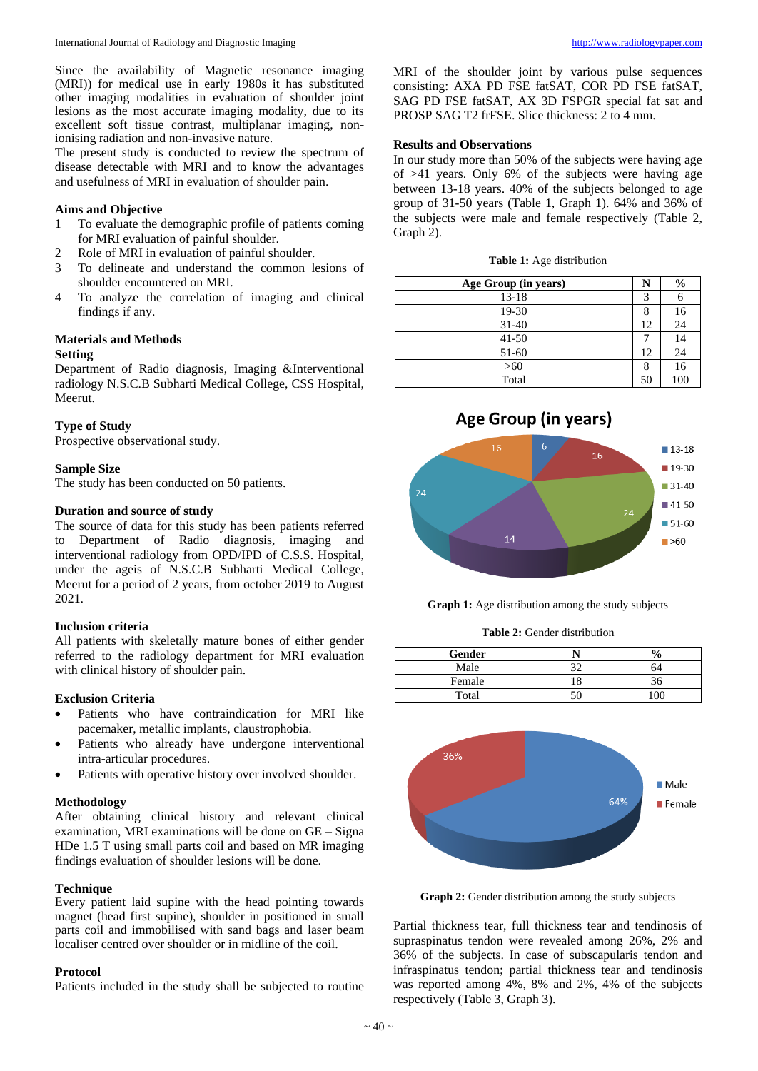Since the availability of Magnetic resonance imaging (MRI)) for medical use in early 1980s it has substituted other imaging modalities in evaluation of shoulder joint lesions as the most accurate imaging modality, due to its excellent soft tissue contrast, multiplanar imaging, non-ionising radiation and non-invasive nature.
The present study is conducted to review the spectrum of disease detectable with MRI and to know the advantages and usefulness of MRI in evaluation of shoulder pain.

## Aims and Objective

1. To evaluate the demographic profile of patients coming for MRI evaluation of painful shoulder.
2. Role of MRI in evaluation of painful shoulder.
3. To delineate and understand the common lesions of shoulder encountered on MRI.
4. To analyze the correlation of imaging and clinical findings if any.

## Materials and Methods

### Setting

Department of Radio diagnosis, Imaging &Interventional radiology N.S.C.B Subharti Medical College, CSS Hospital, Meerut.

### Type of Study

Prospective observational study.

### Sample Size

The study has been conducted on 50 patients.

### Duration and source of study

The source of data for this study has been patients referred to Department of Radio diagnosis, imaging and interventional radiology from OPD/IPD of C.S.S. Hospital, under the ageis of N.S.C.B Subharti Medical College, Meerut for a period of 2 years, from october 2019 to August 2021.

### Inclusion criteria

All patients with skeletally mature bones of either gender referred to the radiology department for MRI evaluation with clinical history of shoulder pain.

### Exclusion Criteria

- Patients who have contraindication for MRI like pacemaker, metallic implants, claustrophobia.
- Patients who already have undergone interventional intra-articular procedures.
- Patients with operative history over involved shoulder.

### Methodology

After obtaining clinical history and relevant clinical examination, MRI examinations will be done on GE – Signa HDe 1.5 T using small parts coil and based on MR imaging findings evaluation of shoulder lesions will be done.

### Technique

Every patient laid supine with the head pointing towards magnet (head first supine), shoulder in positioned in small parts coil and immobilised with sand bags and laser beam localiser centred over shoulder or in midline of the coil.

### Protocol

Patients included in the study shall be subjected to routine MRI of the shoulder joint by various pulse sequences consisting: AXA PD FSE fatSAT, COR PD FSE fatSAT, SAG PD FSE fatSAT, AX 3D FSPGR special fat sat and PROSP SAG T2 frFSE. Slice thickness: 2 to 4 mm.

## Results and Observations

In our study more than 50% of the subjects were having age of >41 years. Only 6% of the subjects were having age between 13-18 years. 40% of the subjects belonged to age group of 31-50 years (Table 1, Graph 1). 64% and 36% of the subjects were male and female respectively (Table 2, Graph 2).

**Table 1:** Age distribution

| Age Group (in years) | N | % |
|---|---|---|
| 13-18 | 3 | 6 |
| 19-30 | 8 | 16 |
| 31-40 | 12 | 24 |
| 41-50 | 7 | 14 |
| 51-60 | 12 | 24 |
| >60 | 8 | 16 |
| Total | 50 | 100 |

**Graph 1:** Age distribution among the study subjects

**Table 2:** Gender distribution

| Gender | N | % |
|---|---|---|
| Male | 32 | 64 |
| Female | 18 | 36 |
| Total | 50 | 100 |

**Graph 2:** Gender distribution among the study subjects

Partial thickness tear, full thickness tear and tendinosis of supraspinatus tendon were revealed among 26%, 2% and 36% of the subjects. In case of subscapularis tendon and infraspinatus tendon; partial thickness tear and tendinosis was reported among 4%, 8% and 2%, 4% of the subjects respectively (Table 3, Graph 3).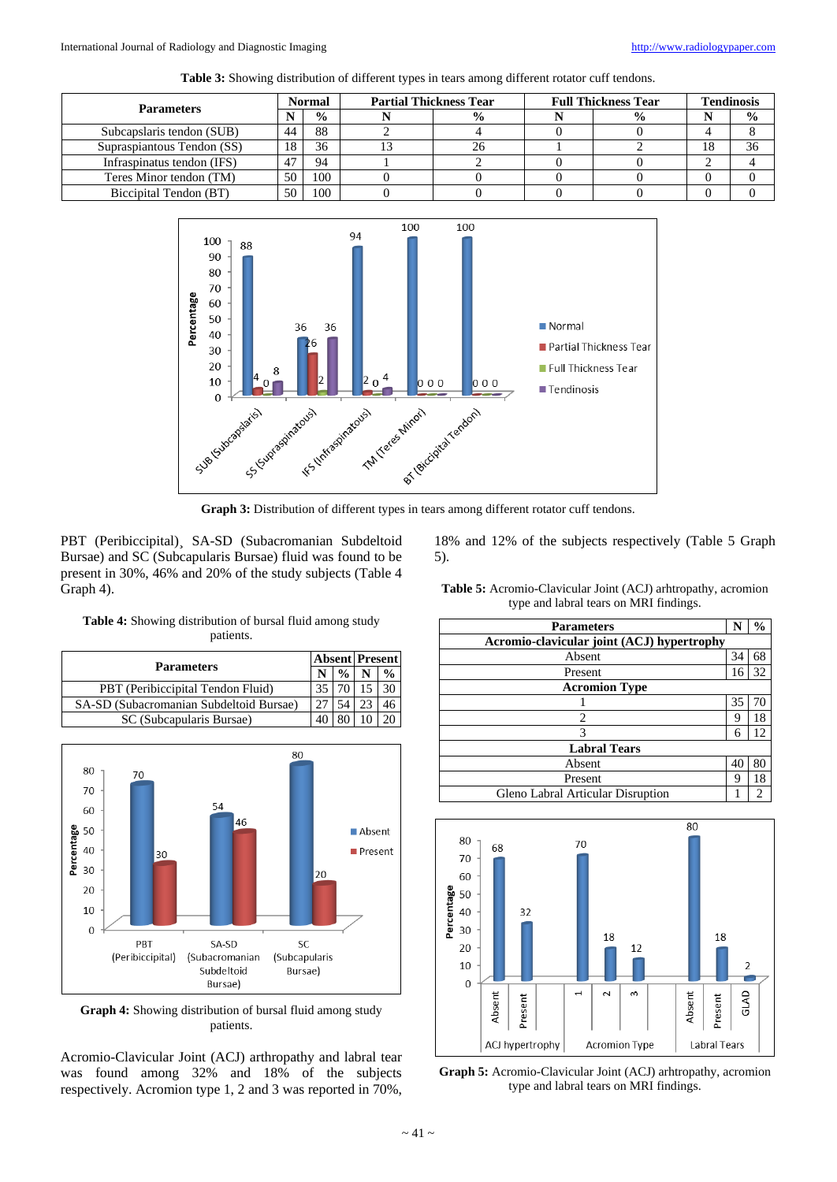**Table 3:** Showing distribution of different types in tears among different rotator cuff tendons.

| Parameters | Normal | | Partial Thickness Tear | | Full Thickness Tear | | Tendinosis | |
|---|---|---|---|---|---|---|---|---|
| | N | % | N | % | N | % | N | % |
| Subcapslaris tendon (SUB) | 44 | 88 | 2 | 4 | 0 | 0 | 4 | 8 |
| Supraspiantous Tendon (SS) | 18 | 36 | 13 | 26 | 1 | 2 | 18 | 36 |
| Infraspinatus tendon (IFS) | 47 | 94 | 1 | 2 | 0 | 0 | 2 | 4 |
| Teres Minor tendon (TM) | 50 | 100 | 0 | 0 | 0 | 0 | 0 | 0 |
| Biccipital Tendon (BT) | 50 | 100 | 0 | 0 | 0 | 0 | 0 | 0 |

**Graph 3:** Distribution of different types in tears among different rotator cuff tendons.

PBT (Peribiccipital)¸ SA-SD (Subacromanian Subdeltoid Bursae) and SC (Subcapularis Bursae) fluid was found to be present in 30%, 46% and 20% of the study subjects (Table 4 Graph 4).

**Table 4:** Showing distribution of bursal fluid among study patients.

| Parameters | Absent | | Present | |
|---|---|---|---|---|
| | N | % | N | % |
| PBT (Peribiccipital Tendon Fluid) | 35 | 70 | 15 | 30 |
| SA-SD (Subacromanian Subdeltoid Bursae) | 27 | 54 | 23 | 46 |
| SC (Subcapularis Bursae) | 40 | 80 | 10 | 20 |

**Graph 4:** Showing distribution of bursal fluid among study patients.

Acromio-Clavicular Joint (ACJ) arthropathy and labral tear was found among 32% and 18% of the subjects respectively. Acromion type 1, 2 and 3 was reported in 70%, 18% and 12% of the subjects respectively (Table 5 Graph 5).

**Table 5:** Acromio-Clavicular Joint (ACJ) arhtropathy, acromion type and labral tears on MRI findings.

| Parameters | N | % |
|---|---|---|
| **Acromio-clavicular joint (ACJ) hypertrophy** | | |
| Absent | 34 | 68 |
| Present | 16 | 32 |
| **Acromion Type** | | |
| 1 | 35 | 70 |
| 2 | 9 | 18 |
| 3 | 6 | 12 |
| **Labral Tears** | | |
| Absent | 40 | 80 |
| Present | 9 | 18 |
| Gleno Labral Articular Disruption | 1 | 2 |

**Graph 5:** Acromio-Clavicular Joint (ACJ) arhtropathy, acromion type and labral tears on MRI findings.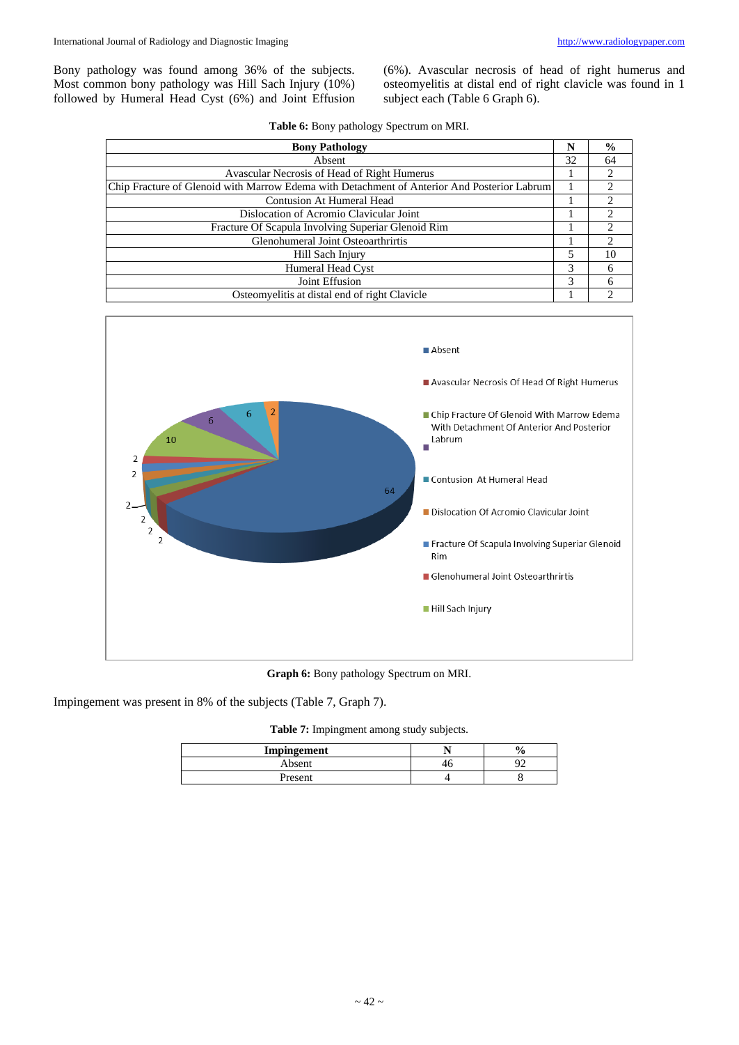Bony pathology was found among 36% of the subjects. Most common bony pathology was Hill Sach Injury (10%) followed by Humeral Head Cyst (6%) and Joint Effusion (6%). Avascular necrosis of head of right humerus and osteomyelitis at distal end of right clavicle was found in 1 subject each (Table 6 Graph 6).

**Table 6:** Bony pathology Spectrum on MRI.

| Bony Pathology | N | % |
|---|---|---|
| Absent | 32 | 64 |
| Avascular Necrosis of Head of Right Humerus | 1 | 2 |
| Chip Fracture of Glenoid with Marrow Edema with Detachment of Anterior And Posterior Labrum | 1 | 2 |
| Contusion At Humeral Head | 1 | 2 |
| Dislocation of Acromio Clavicular Joint | 1 | 2 |
| Fracture Of Scapula Involving Superior Glenoid Rim | 1 | 2 |
| Glenohumeral Joint Osteoarthritis | 1 | 2 |
| Hill Sach Injury | 5 | 10 |
| Humeral Head Cyst | 3 | 6 |
| Joint Effusion | 3 | 6 |
| Osteomyelitis at distal end of right Clavicle | 1 | 2 |

**Graph 6:** Bony pathology Spectrum on MRI.

Impingement was present in 8% of the subjects (Table 7, Graph 7).

**Table 7:** Impingment among study subjects.

| Impingement | N | % |
|---|---|---|
| Absent | 46 | 92 |
| Present | 4 | 8 |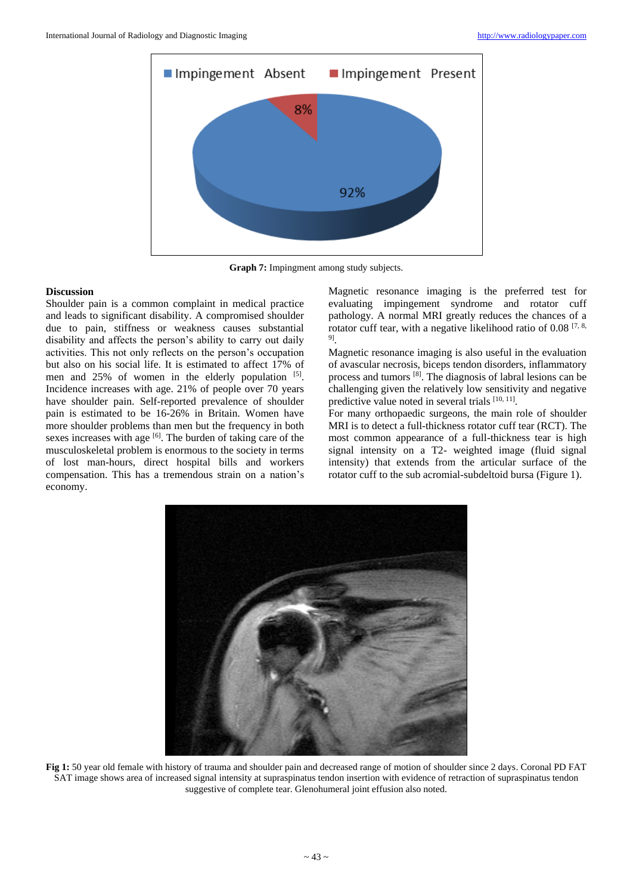Graph 7: Impingment among study subjects.

## Discussion

Shoulder pain is a common complaint in medical practice and leads to significant disability. A compromised shoulder due to pain, stiffness or weakness causes substantial disability and affects the person's ability to carry out daily activities. This not only reflects on the person's occupation but also on his social life. It is estimated to affect 17% of men and 25% of women in the elderly population [5]. Incidence increases with age. 21% of people over 70 years have shoulder pain. Self-reported prevalence of shoulder pain is estimated to be 16-26% in Britain. Women have more shoulder problems than men but the frequency in both sexes increases with age [6]. The burden of taking care of the musculoskeletal problem is enormous to the society in terms of lost man-hours, direct hospital bills and workers compensation. This has a tremendous strain on a nation's economy.

Magnetic resonance imaging is the preferred test for evaluating impingement syndrome and rotator cuff pathology. A normal MRI greatly reduces the chances of a rotator cuff tear, with a negative likelihood ratio of 0.08 [7, 8, 9].

Magnetic resonance imaging is also useful in the evaluation of avascular necrosis, biceps tendon disorders, inflammatory process and tumors [8]. The diagnosis of labral lesions can be challenging given the relatively low sensitivity and negative predictive value noted in several trials [10, 11].

For many orthopaedic surgeons, the main role of shoulder MRI is to detect a full-thickness rotator cuff tear (RCT). The most common appearance of a full-thickness tear is high signal intensity on a T2- weighted image (fluid signal intensity) that extends from the articular surface of the rotator cuff to the sub acromial-subdeltoid bursa (Figure 1).

**Fig 1:** 50 year old female with history of trauma and shoulder pain and decreased range of motion of shoulder since 2 days. Coronal PD FAT SAT image shows area of increased signal intensity at supraspinatus tendon insertion with evidence of retraction of supraspinatus tendon suggestive of complete tear. Glenohumeral joint effusion also noted.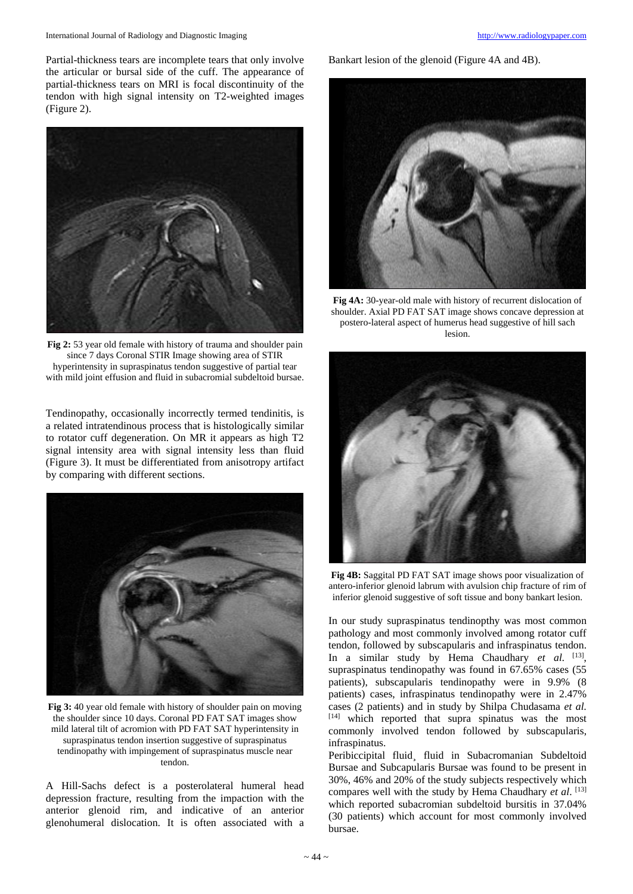Partial-thickness tears are incomplete tears that only involve the articular or bursal side of the cuff. The appearance of partial-thickness tears on MRI is focal discontinuity of the tendon with high signal intensity on T2-weighted images (Figure 2).

**Fig 2:** 53 year old female with history of trauma and shoulder pain since 7 days Coronal STIR Image showing area of STIR hyperintensity in supraspinatus tendon suggestive of partial tear with mild joint effusion and fluid in subacromial subdeltoid bursae.

Tendinopathy, occasionally incorrectly termed tendinitis, is a related intratendinous process that is histologically similar to rotator cuff degeneration. On MR it appears as high T2 signal intensity area with signal intensity less than fluid (Figure 3). It must be differentiated from anisotropy artifact by comparing with different sections.

**Fig 3:** 40 year old female with history of shoulder pain on moving the shoulder since 10 days. Coronal PD FAT SAT images show mild lateral tilt of acromion with PD FAT SAT hyperintensity in supraspinatus tendon insertion suggestive of supraspinatus tendinopathy with impingement of supraspinatus muscle near tendon.

A Hill-Sachs defect is a posterolateral humeral head depression fracture, resulting from the impaction with the anterior glenoid rim, and indicative of an anterior glenohumeral dislocation. It is often associated with a Bankart lesion of the glenoid (Figure 4A and 4B).

**Fig 4A:** 30-year-old male with history of recurrent dislocation of shoulder. Axial PD FAT SAT image shows concave depression at postero-lateral aspect of humerus head suggestive of hill sach lesion.

**Fig 4B:** Saggital PD FAT SAT image shows poor visualization of antero-inferior glenoid labrum with avulsion chip fracture of rim of inferior glenoid suggestive of soft tissue and bony bankart lesion.

In our study supraspinatus tendinopthy was most common pathology and most commonly involved among rotator cuff tendon, followed by subscapularis and infraspinatus tendon. In a similar study by Hema Chaudhary *et al.* [13], supraspinatus tendinopathy was found in 67.65% cases (55 patients), subscapularis tendinopathy were in 9.9% (8 patients) cases, infraspinatus tendinopathy were in 2.47% cases (2 patients) and in study by Shilpa Chudasama *et al.* [14] which reported that supra spinatus was the most commonly involved tendon followed by subscapularis, infraspinatus.

Peribiccipital fluid¸ fluid in Subacromanian Subdeltoid Bursae and Subcapularis Bursae was found to be present in 30%, 46% and 20% of the study subjects respectively which compares well with the study by Hema Chaudhary *et al.* [13] which reported subacromian subdeltoid bursitis in 37.04% (30 patients) which account for most commonly involved bursae.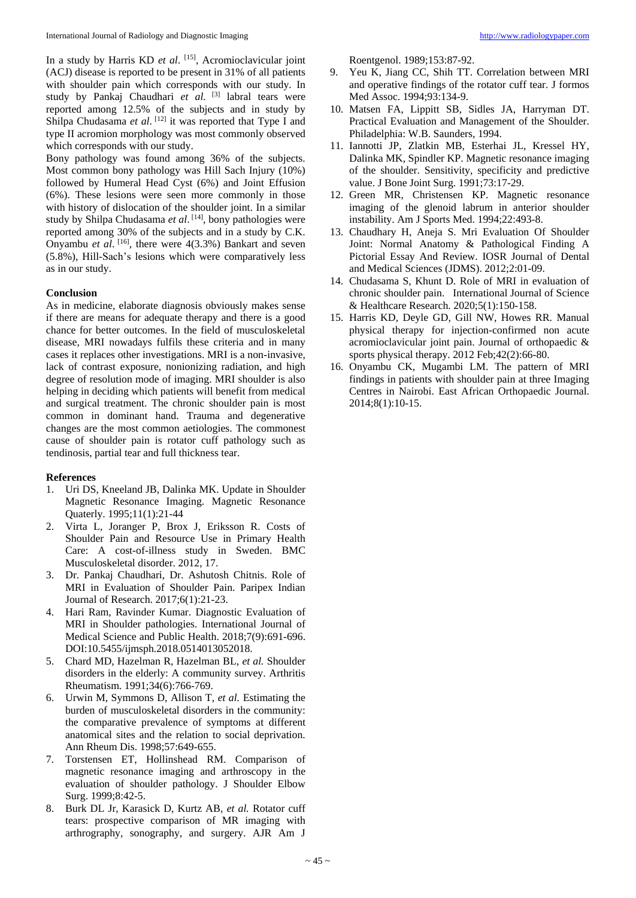In a study by Harris KD *et al*. [15], Acromioclavicular joint (ACJ) disease is reported to be present in 31% of all patients with shoulder pain which corresponds with our study. In study by Pankaj Chaudhari *et al.* [3] labral tears were reported among 12.5% of the subjects and in study by Shilpa Chudasama *et al*. [12] it was reported that Type I and type II acromion morphology was most commonly observed which corresponds with our study.

Bony pathology was found among 36% of the subjects. Most common bony pathology was Hill Sach Injury (10%) followed by Humeral Head Cyst (6%) and Joint Effusion (6%). These lesions were seen more commonly in those with history of dislocation of the shoulder joint. In a similar study by Shilpa Chudasama *et al*. [14], bony pathologies were reported among 30% of the subjects and in a study by C.K. Onyambu *et al*. [16], there were 4(3.3%) Bankart and seven (5.8%), Hill-Sach's lesions which were comparatively less as in our study.

## Conclusion

As in medicine, elaborate diagnosis obviously makes sense if there are means for adequate therapy and there is a good chance for better outcomes. In the field of musculoskeletal disease, MRI nowadays fulfils these criteria and in many cases it replaces other investigations. MRI is a non-invasive, lack of contrast exposure, nonionizing radiation, and high degree of resolution mode of imaging. MRI shoulder is also helping in deciding which patients will benefit from medical and surgical treatment. The chronic shoulder pain is most common in dominant hand. Trauma and degenerative changes are the most common aetiologies. The commonest cause of shoulder pain is rotator cuff pathology such as tendinosis, partial tear and full thickness tear.

## References

1. Uri DS, Kneeland JB, Dalinka MK. Update in Shoulder Magnetic Resonance Imaging. Magnetic Resonance Quaterly. 1995;11(1):21-44
2. Virta L, Joranger P, Brox J, Eriksson R. Costs of Shoulder Pain and Resource Use in Primary Health Care: A cost-of-illness study in Sweden. BMC Musculoskeletal disorder. 2012, 17.
3. Dr. Pankaj Chaudhari, Dr. Ashutosh Chitnis. Role of MRI in Evaluation of Shoulder Pain. Paripex Indian Journal of Research. 2017;6(1):21-23.
4. Hari Ram, Ravinder Kumar. Diagnostic Evaluation of MRI in Shoulder pathologies. International Journal of Medical Science and Public Health. 2018;7(9):691-696. DOI:10.5455/ijmsph.2018.0514013052018.
5. Chard MD, Hazelman R, Hazelman BL, *et al.* Shoulder disorders in the elderly: A community survey. Arthritis Rheumatism. 1991;34(6):766-769.
6. Urwin M, Symmons D, Allison T, *et al.* Estimating the burden of musculoskeletal disorders in the community: the comparative prevalence of symptoms at different anatomical sites and the relation to social deprivation. Ann Rheum Dis. 1998;57:649-655.
7. Torstensen ET, Hollinshead RM. Comparison of magnetic resonance imaging and arthroscopy in the evaluation of shoulder pathology. J Shoulder Elbow Surg. 1999;8:42-5.
8. Burk DL Jr, Karasick D, Kurtz AB, *et al.* Rotator cuff tears: prospective comparison of MR imaging with arthrography, sonography, and surgery. AJR Am J Roentgenol. 1989;153:87-92.
9. Yeu K, Jiang CC, Shih TT. Correlation between MRI and operative findings of the rotator cuff tear. J formos Med Assoc. 1994;93:134-9.
10. Matsen FA, Lippitt SB, Sidles JA, Harryman DT. Practical Evaluation and Management of the Shoulder. Philadelphia: W.B. Saunders, 1994.
11. Iannotti JP, Zlatkin MB, Esterhai JL, Kressel HY, Dalinka MK, Spindler KP. Magnetic resonance imaging of the shoulder. Sensitivity, specificity and predictive value. J Bone Joint Surg. 1991;73:17-29.
12. Green MR, Christensen KP. Magnetic resonance imaging of the glenoid labrum in anterior shoulder instability. Am J Sports Med. 1994;22:493-8.
13. Chaudhary H, Aneja S. Mri Evaluation Of Shoulder Joint: Normal Anatomy & Pathological Finding A Pictorial Essay And Review. IOSR Journal of Dental and Medical Sciences (JDMS). 2012;2:01-09.
14. Chudasama S, Khunt D. Role of MRI in evaluation of chronic shoulder pain. International Journal of Science & Healthcare Research. 2020;5(1):150-158.
15. Harris KD, Deyle GD, Gill NW, Howes RR. Manual physical therapy for injection-confirmed non acute acromioclavicular joint pain. Journal of orthopaedic & sports physical therapy. 2012 Feb;42(2):66-80.
16. Onyambu CK, Mugambi LM. The pattern of MRI findings in patients with shoulder pain at three Imaging Centres in Nairobi. East African Orthopaedic Journal. 2014;8(1):10-15.